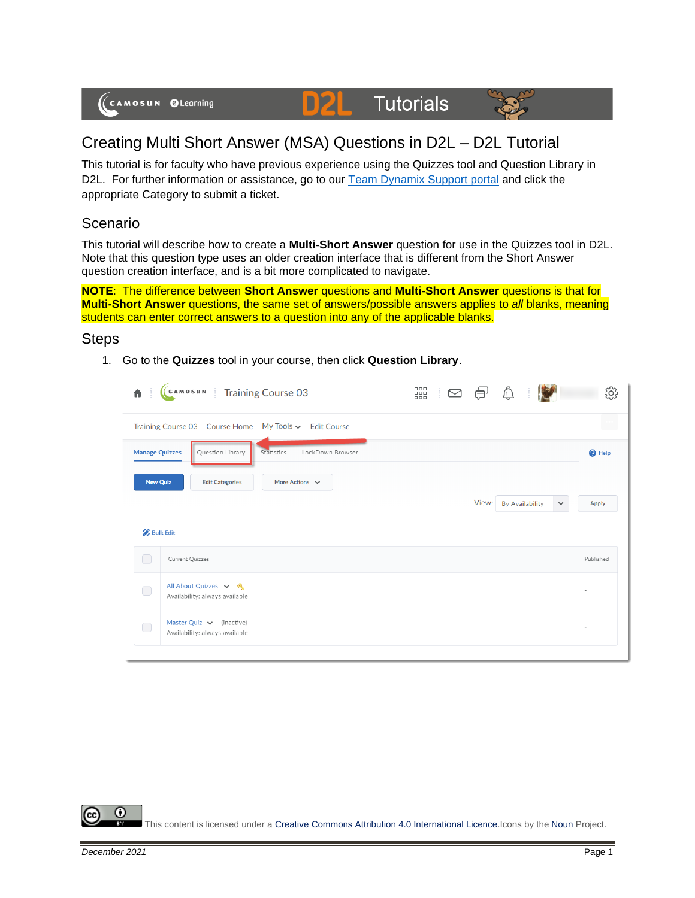# Creating Multi Short Answer (MSA) Questions in D2L – D2L Tutorial

This tutorial is for faculty who have previous experience using the Quizzes tool and Question Library in D2L. For further information or assistance, go to our Team Dynamix Support portal and click the appropriate Category to submit a ticket.

## Scenario

This tutorial will describe how to create a **Multi-Short Answer** question for use in the Quizzes tool in D2L. Note that this question type uses an older creation interface that is different from the Short Answer question creation interface, and is a bit more complicated to navigate.

**NOTE**: The difference between **Short Answer** questions and **Multi-Short Answer** questions is that for **Multi-Short Answer** questions, the same set of answers/possible answers applies to *all* blanks, meaning students can enter correct answers to a question into any of the applicable blanks.

## Steps

1. Go to the **Quizzes** tool in your course, then click **Question Library**.

This content is licensed under a Creative Commons Attribution 4.0 International Licence. Icons by the Noun Project.

December 2021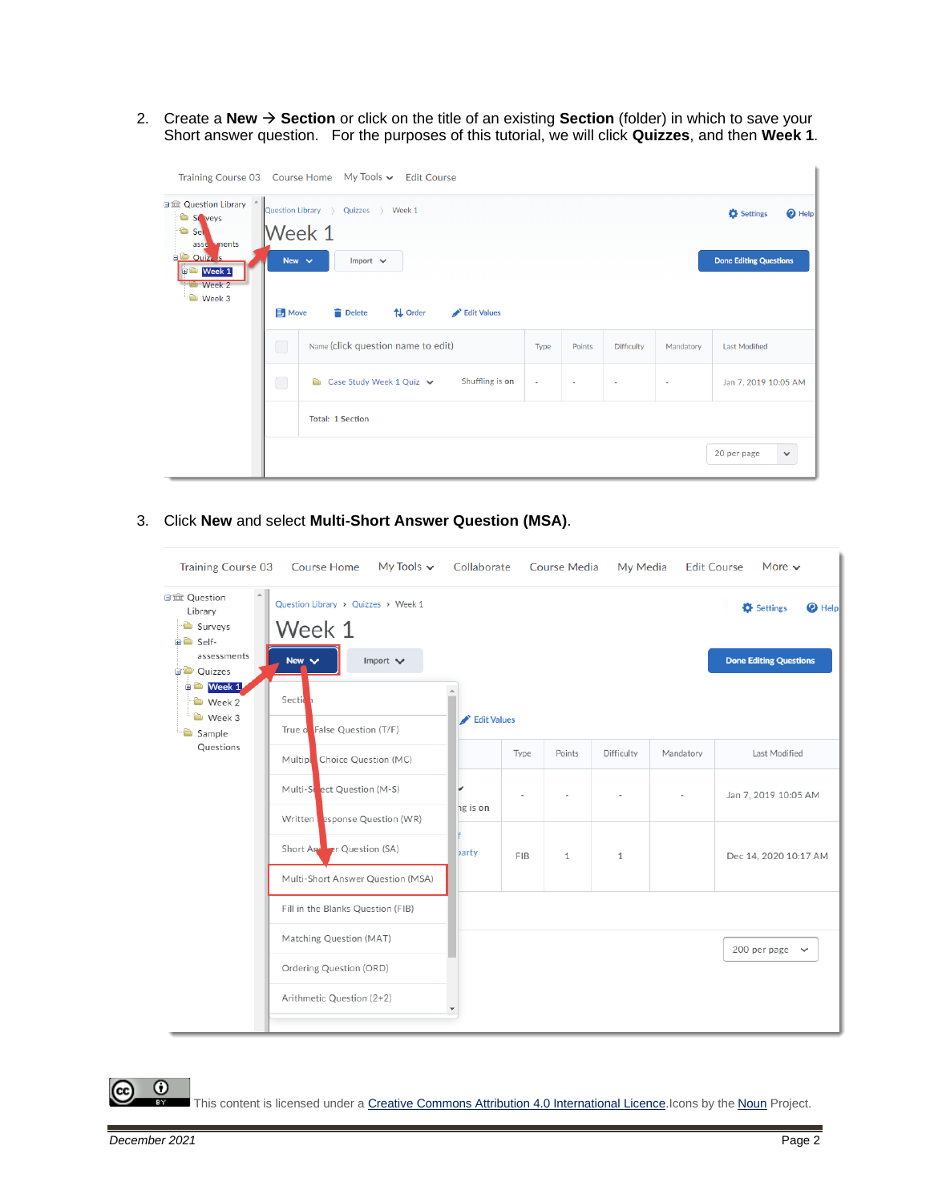2. Create a **New → Section** or click on the title of an existing **Section** (folder) in which to save your Short answer question. For the purposes of this tutorial, we will click **Quizzes**, and then **Week 1**.

3. Click **New** and select **Multi-Short Answer Question (MSA)**.

This content is licensed under a Creative Commons Attribution 4.0 International Licence. Icons by the Noun Project.

December 2021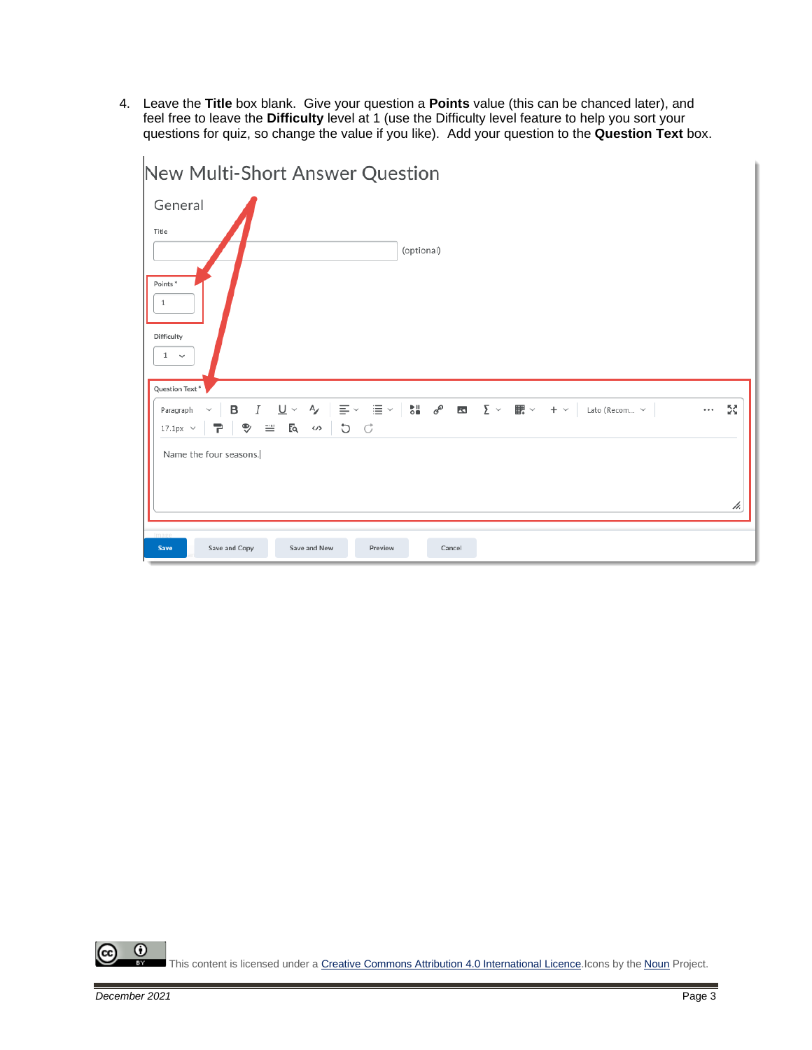4. Leave the **Title** box blank. Give your question a **Points** value (this can be chanced later), and feel free to leave the **Difficulty** level at 1 (use the Difficulty level feature to help you sort your questions for quiz, so change the value if you like). Add your question to the **Question Text** box.

This content is licensed under a Creative Commons Attribution 4.0 International Licence.Icons by the Noun Project.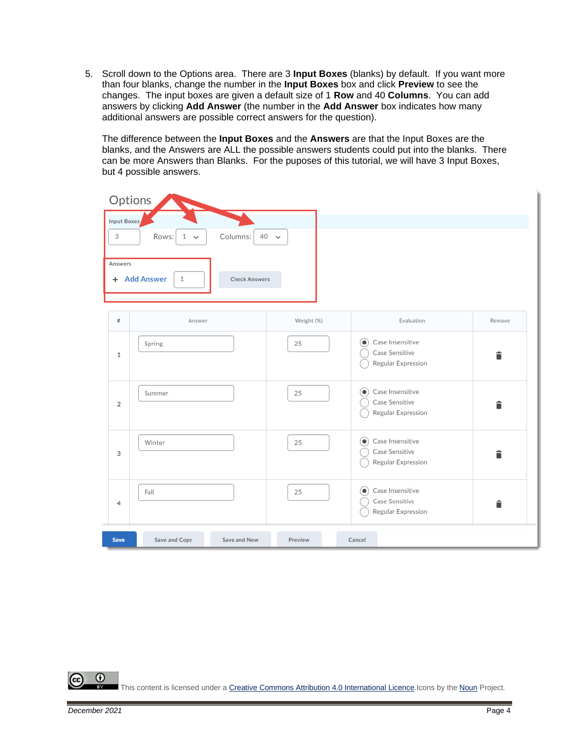5. Scroll down to the Options area. There are 3 **Input Boxes** (blanks) by default. If you want more than four blanks, change the number in the **Input Boxes** box and click **Preview** to see the changes. The input boxes are given a default size of 1 **Row** and 40 **Columns**. You can add answers by clicking **Add Answer** (the number in the **Add Answer** box indicates how many additional answers are possible correct answers for the question).

   The difference between the **Input Boxes** and the **Answers** are that the Input Boxes are the blanks, and the Answers are ALL the possible answers students could put into the blanks. There can be more Answers than Blanks. For the puposes of this tutorial, we will have 3 Input Boxes, but 4 possible answers.

Options

Input Boxes: 3 Rows: 1 Columns: 40

Answers: + Add Answer 1 Check Answers

| # | Answer | Weight (%) | Evaluation | Remove |
|---|---|---|---|---|
| 1 | Spring | 25 | (•) Case Insensitive ( ) Case Sensitive ( ) Regular Expression | |
| 2 | Summer | 25 | (•) Case Insensitive ( ) Case Sensitive ( ) Regular Expression | |
| 3 | Winter | 25 | (•) Case Insensitive ( ) Case Sensitive ( ) Regular Expression | |
| 4 | Fall | 25 | (•) Case Insensitive ( ) Case Sensitive ( ) Regular Expression | |

Save | Save and Copy | Save and New | Preview | Cancel

This content is licensed under a [Creative Commons Attribution 4.0 International Licence](). Icons by the [Noun]() Project.

December 2021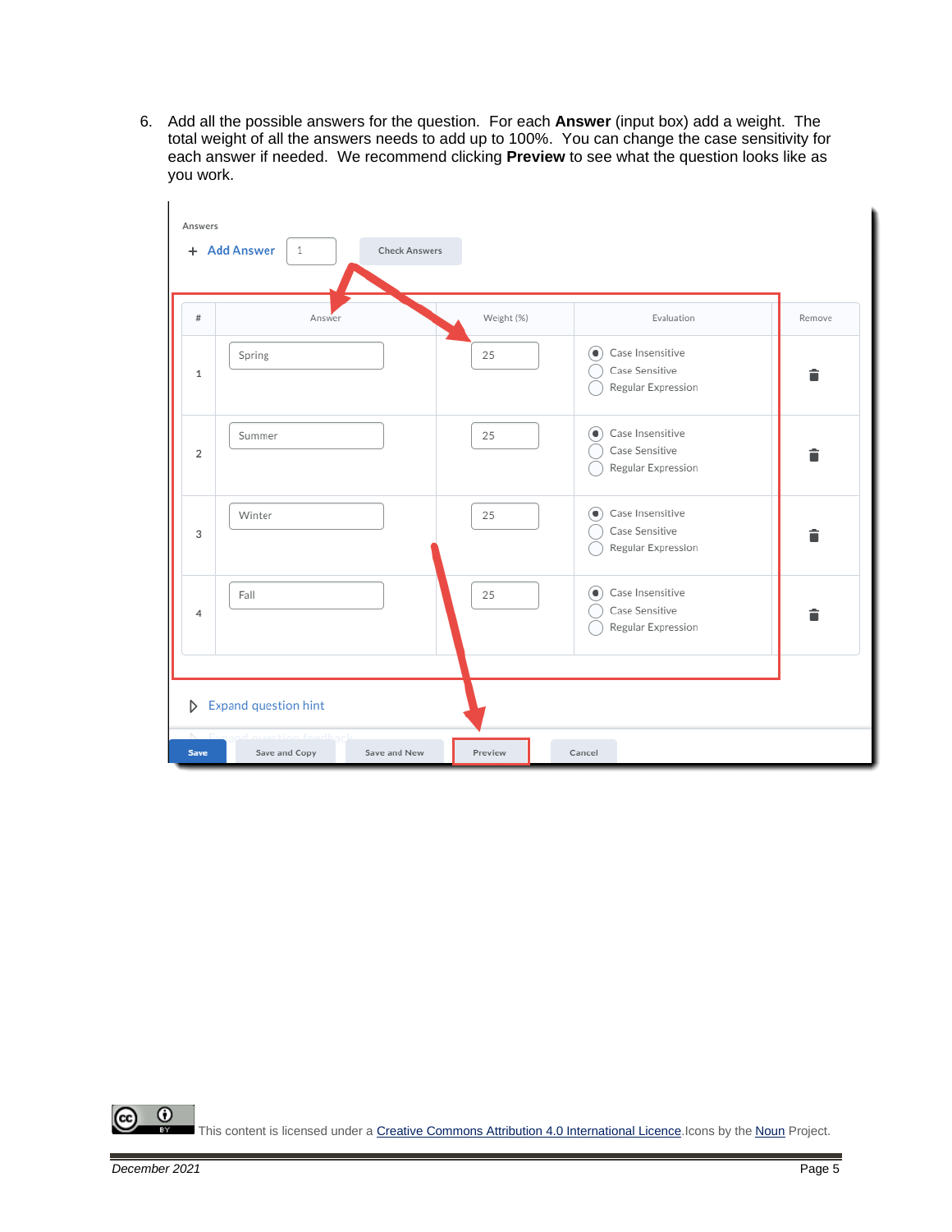6. Add all the possible answers for the question. For each **Answer** (input box) add a weight. The total weight of all the answers needs to add up to 100%. You can change the case sensitivity for each answer if needed. We recommend clicking **Preview** to see what the question looks like as you work.

Answers

+ Add Answer | 1 | Check Answers

| # | Answer | Weight (%) | Evaluation | Remove |
|---|---|---|---|---|
| 1 | Spring | 25 | (•) Case Insensitive ( ) Case Sensitive ( ) Regular Expression | 🗑 |
| 2 | Summer | 25 | (•) Case Insensitive ( ) Case Sensitive ( ) Regular Expression | 🗑 |
| 3 | Winter | 25 | (•) Case Insensitive ( ) Case Sensitive ( ) Regular Expression | 🗑 |
| 4 | Fall | 25 | (•) Case Insensitive ( ) Case Sensitive ( ) Regular Expression | 🗑 |

▷ Expand question hint

Save | Save and Copy | Save and New | Preview | Cancel

This content is licensed under a Creative Commons Attribution 4.0 International Licence.Icons by the Noun Project.

*December 2021*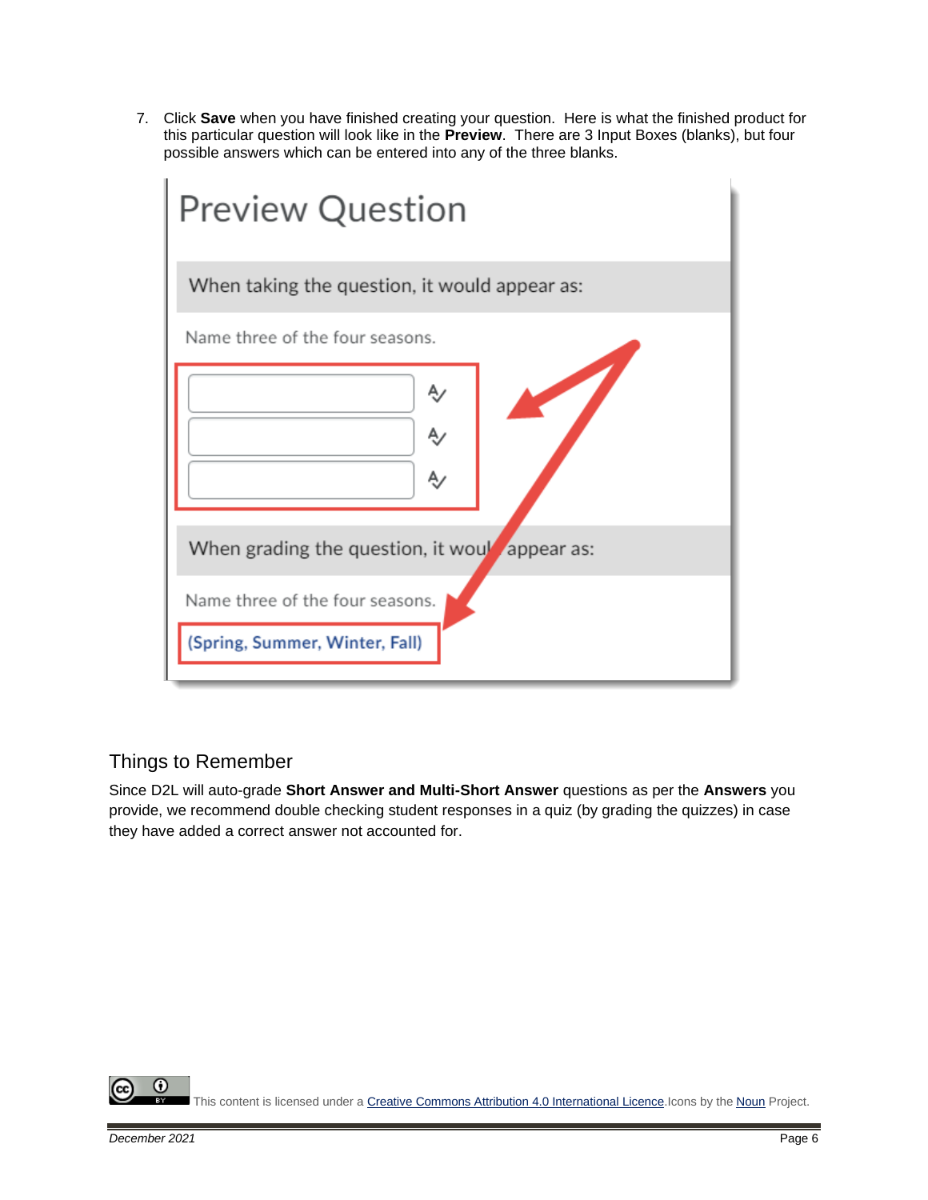7. Click **Save** when you have finished creating your question. Here is what the finished product for this particular question will look like in the **Preview**. There are 3 Input Boxes (blanks), but four possible answers which can be entered into any of the three blanks.

Preview Question

When taking the question, it would appear as:

Name three of the four seasons.

When grading the question, it would appear as:

Name three of the four seasons.

(Spring, Summer, Winter, Fall)

## Things to Remember

Since D2L will auto-grade **Short Answer and Multi-Short Answer** questions as per the **Answers** you provide, we recommend double checking student responses in a quiz (by grading the quizzes) in case they have added a correct answer not accounted for.

This content is licensed under a Creative Commons Attribution 4.0 International Licence.Icons by the Noun Project.

*December 2021*